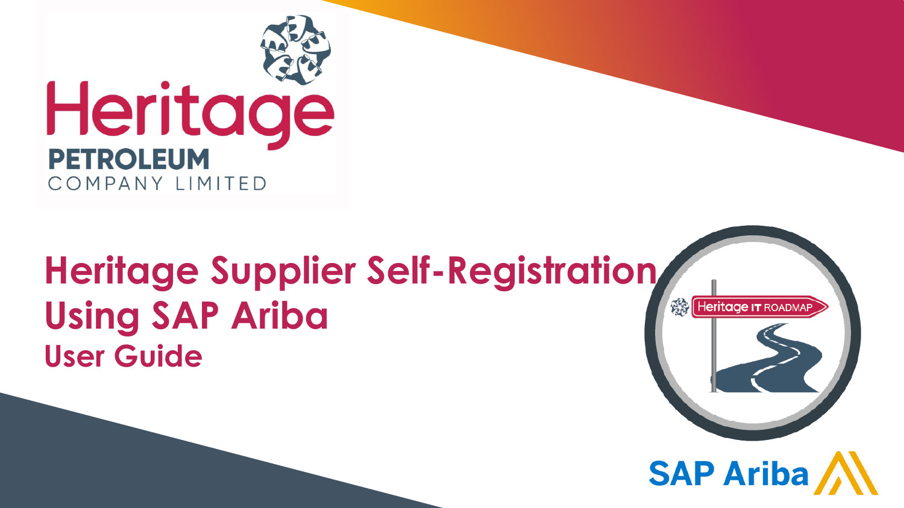Heritage

PETROLEUM

COMPANY LIMITED

# Heritage Supplier Self-Registration Using SAP Ariba

## User Guide

Heritage IT ROADMAP

SAP Ariba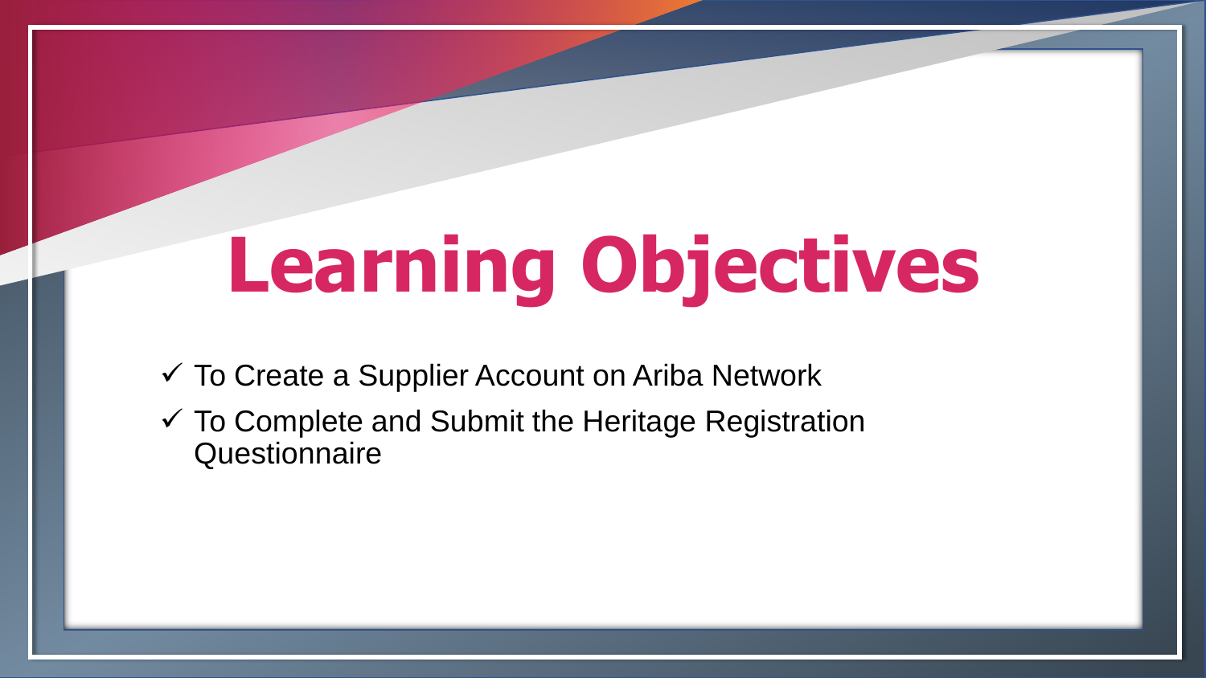# Learning Objectives

- ✓ To Create a Supplier Account on Ariba Network
- ✓ To Complete and Submit the Heritage Registration Questionnaire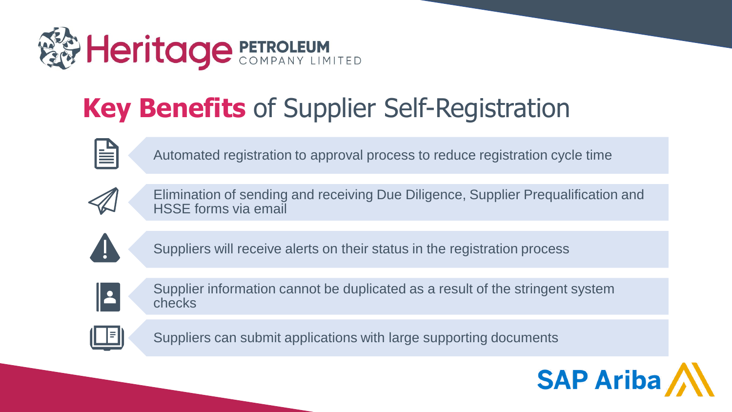# **Key Benefits** of Supplier Self-Registration

- Automated registration to approval process to reduce registration cycle time
- Elimination of sending and receiving Due Diligence, Supplier Prequalification and HSSE forms via email
- Suppliers will receive alerts on their status in the registration process
- Supplier information cannot be duplicated as a result of the stringent system checks
- Suppliers can submit applications with large supporting documents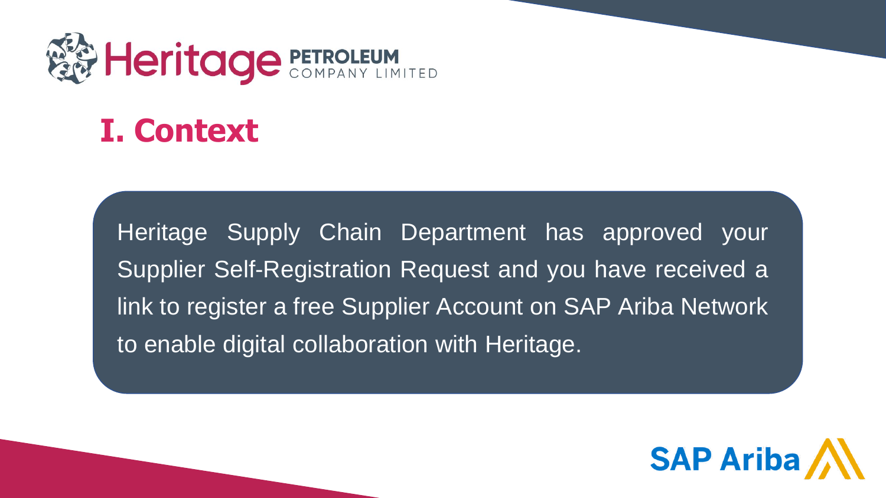# I. Context

Heritage Supply Chain Department has approved your Supplier Self-Registration Request and you have received a link to register a free Supplier Account on SAP Ariba Network to enable digital collaboration with Heritage.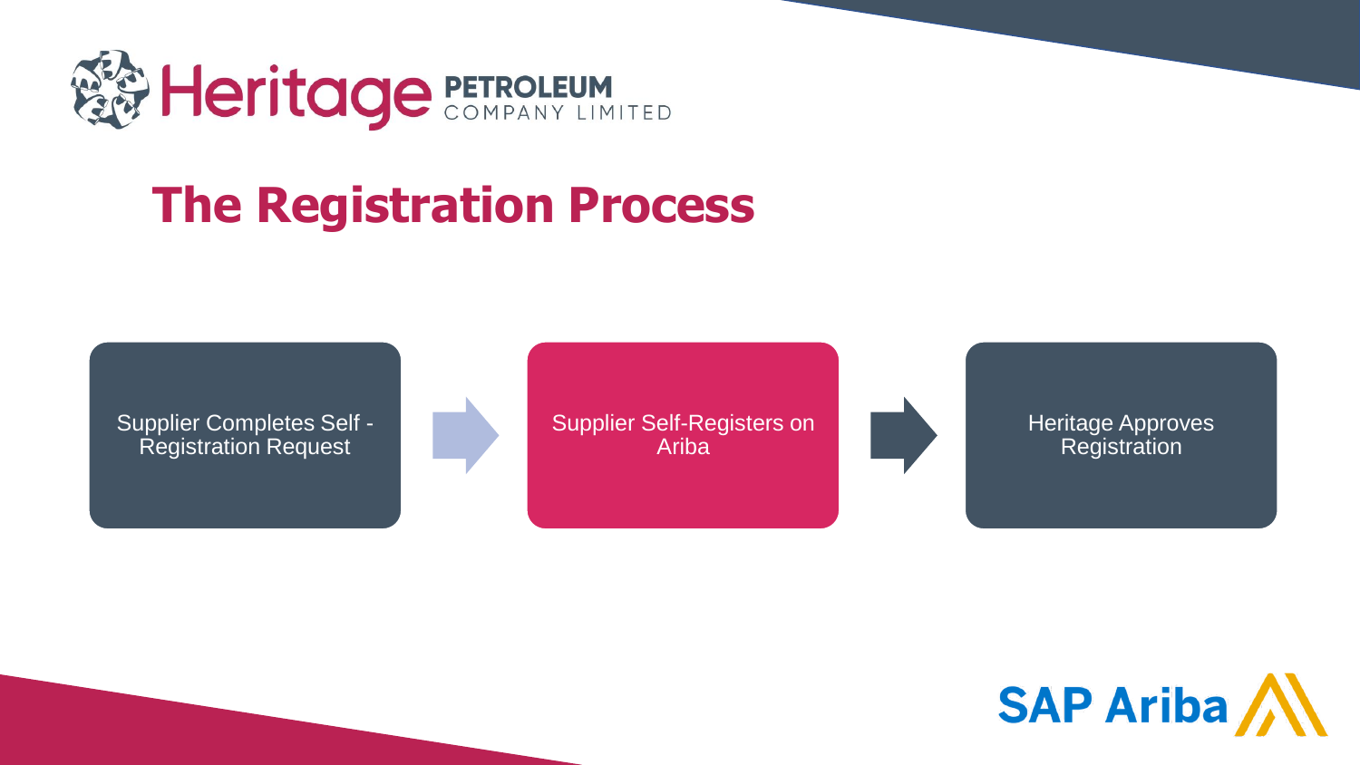# The Registration Process

1. Supplier Completes Self - Registration Request
2. Supplier Self-Registers on Ariba
3. Heritage Approves Registration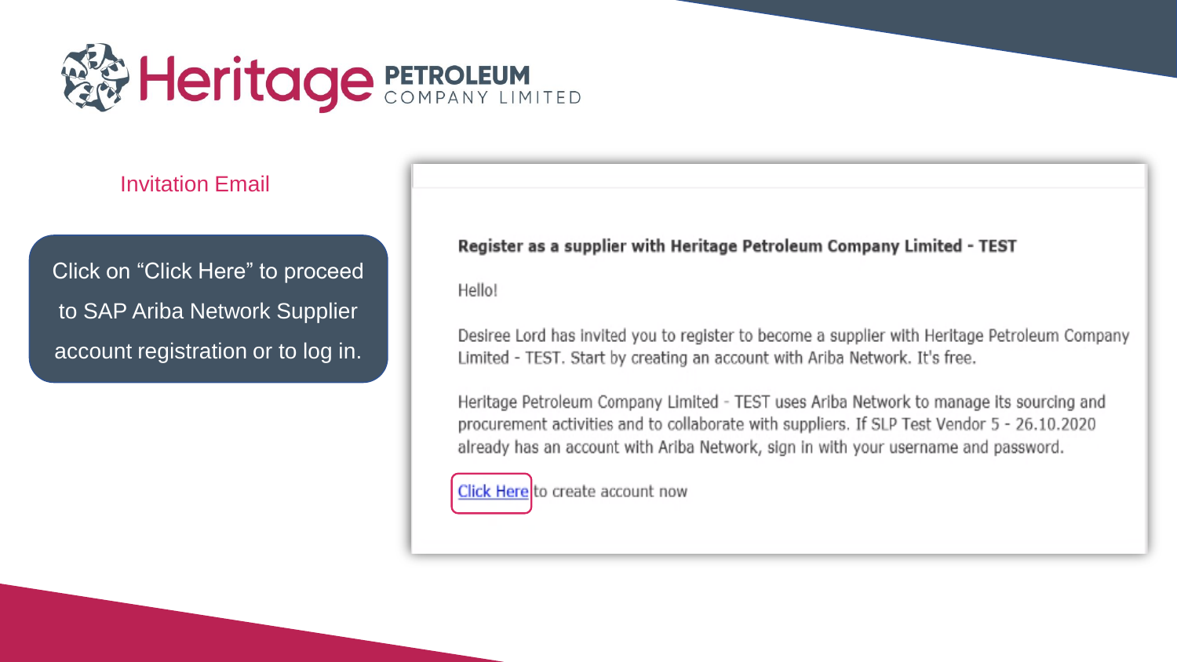## Invitation Email

Click on “Click Here” to proceed to SAP Ariba Network Supplier account registration or to log in.

**Register as a supplier with Heritage Petroleum Company Limited - TEST**

Hello!

Desiree Lord has invited you to register to become a supplier with Heritage Petroleum Company Limited - TEST. Start by creating an account with Ariba Network. It's free.

Heritage Petroleum Company Limited - TEST uses Ariba Network to manage its sourcing and procurement activities and to collaborate with suppliers. If SLP Test Vendor 5 - 26.10.2020 already has an account with Ariba Network, sign in with your username and password.

Click Here to create account now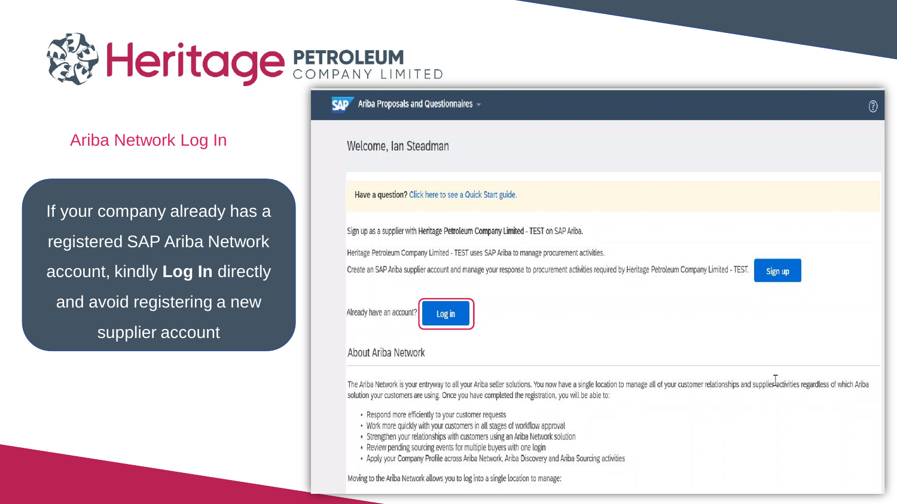# Ariba Network Log In

If your company already has a registered SAP Ariba Network account, kindly **Log In** directly and avoid registering a new supplier account

SAP Ariba Proposals and Questionnaires

Welcome, Ian Steadman

Have a question? Click here to see a Quick Start guide.

Sign up as a supplier with Heritage Petroleum Company Limited - TEST on SAP Ariba.

Heritage Petroleum Company Limited - TEST uses SAP Ariba to manage procurement activities.

Create an SAP Ariba supplier account and manage your response to procurement activities required by Heritage Petroleum Company Limited - TEST. Sign up

Already have an account? Log in

## About Ariba Network

The Ariba Network is your entryway to all your Ariba seller solutions. You now have a single location to manage all of your customer relationships and supplier activities regardless of which Ariba solution your customers are using. Once you have completed the registration, you will be able to:

- Respond more efficiently to your customer requests
- Work more quickly with your customers in all stages of workflow approval
- Strengthen your relationships with customers using an Ariba Network solution
- Review pending sourcing events for multiple buyers with one login
- Apply your Company Profile across Ariba Network, Ariba Discovery and Ariba Sourcing activities

Moving to the Ariba Network allows you to log into a single location to manage: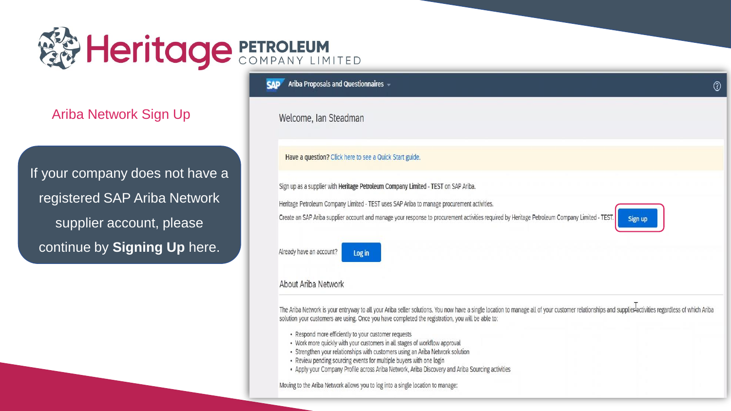# Ariba Network Sign Up

If your company does not have a registered SAP Ariba Network supplier account, please continue by **Signing Up** here.

Ariba Proposals and Questionnaires

Welcome, Ian Steadman

Have a question? Click here to see a Quick Start guide.

Sign up as a supplier with **Heritage Petroleum Company Limited - TEST** on SAP Ariba.

Heritage Petroleum Company Limited - TEST uses SAP Ariba to manage procurement activities.

Create an SAP Ariba supplier account and manage your response to procurement activities required by Heritage Petroleum Company Limited - TEST. **Sign up**

Already have an account? **Log in**

## About Ariba Network

The Ariba Network is your entryway to all your Ariba seller solutions. You now have a single location to manage all of your customer relationships and supplier activities regardless of which Ariba solution your customers are using. Once you have completed the registration, you will be able to:

- Respond more efficiently to your customer requests
- Work more quickly with your customers in all stages of workflow approval
- Strengthen your relationships with customers using an Ariba Network solution
- Review pending sourcing events for multiple buyers with one login
- Apply your Company Profile across Ariba Network, Ariba Discovery and Ariba Sourcing activities

Moving to the Ariba Network allows you to log into a single location to manage: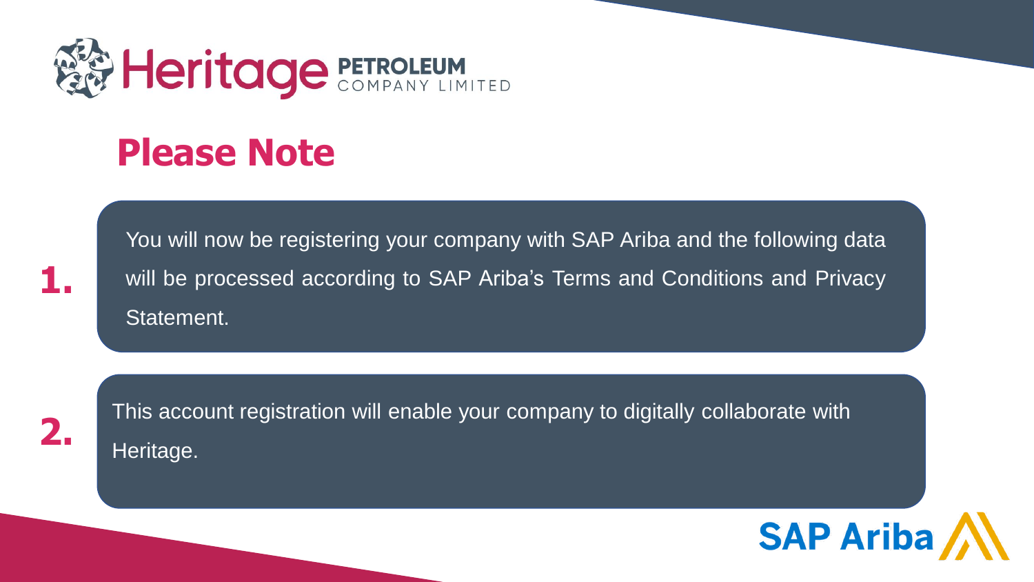Heritage PETROLEUM COMPANY LIMITED

# Please Note

1. You will now be registering your company with SAP Ariba and the following data will be processed according to SAP Ariba's Terms and Conditions and Privacy Statement.

2. This account registration will enable your company to digitally collaborate with Heritage.

SAP Ariba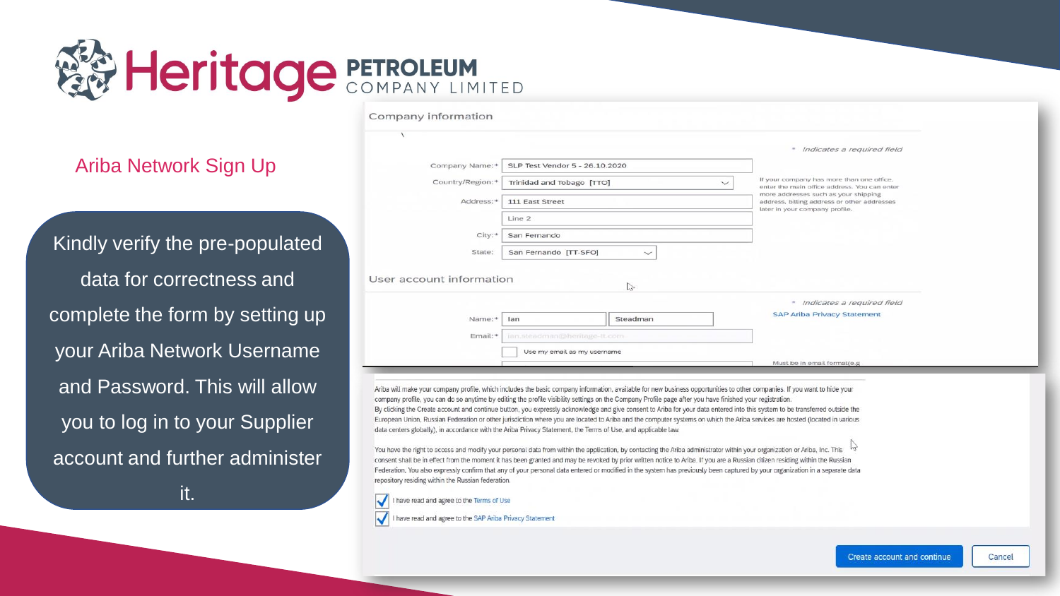# Heritage PETROLEUM COMPANY LIMITED

## Ariba Network Sign Up

Kindly verify the pre-populated data for correctness and complete the form by setting up your Ariba Network Username and Password. This will allow you to log in to your Supplier account and further administer it.

### Company information

\* Indicates a required field

Company Name:* SLP Test Vendor 5 - 26.10.2020

Country/Region:* Trinidad and Tobago [TTO]

Address:* 111 East Street

Line 2

City:* San Fernando

State: San Fernando [TT-SFO]

If your company has more than one office, enter the main office address. You can enter more addresses such as your shipping address, billing address or other addresses later in your company profile.

### User account information

\* Indicates a required field

SAP Ariba Privacy Statement

Name:* Ian Steadman

Email:* ian.steadman@heritage-tt.com

Use my email as my username

Must be in email format(e.g

Ariba will make your company profile, which includes the basic company information, available for new business opportunities to other companies. If you want to hide your company profile, you can do so anytime by editing the profile visibility settings on the Company Profile page after you have finished your registration.

By clicking the Create account and continue button, you expressly acknowledge and give consent to Ariba for your data entered into this system to be transferred outside the European Union, Russian Federation or other jurisdiction where you are located to Ariba and the computer systems on which the Ariba services are hosted (located in various data centers globally), in accordance with the Ariba Privacy Statement, the Terms of Use, and applicable law.

You have the right to access and modify your personal data from within the application, by contacting the Ariba administrator within your organization or Ariba, Inc. This consent shall be in effect from the moment it has been granted and may be revoked by prior written notice to Ariba. If you are a Russian citizen residing within the Russian Federation, You also expressly confirm that any of your personal data entered or modified in the system has previously been captured by your organization in a separate data repository residing within the Russian federation.

- [x] I have read and agree to the Terms of Use
- [x] I have read and agree to the SAP Ariba Privacy Statement

Create account and continue | Cancel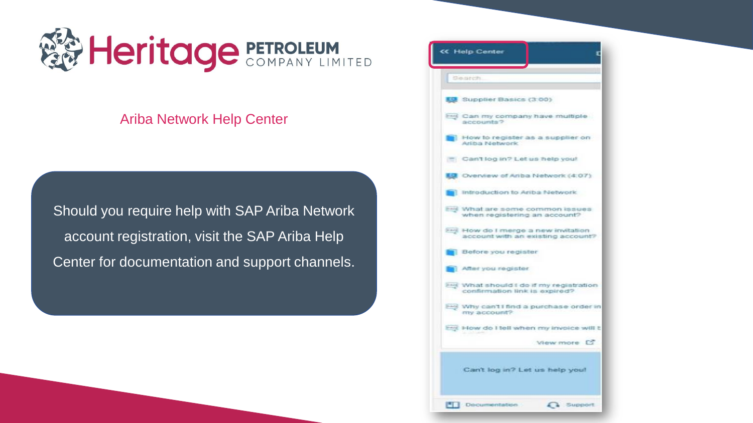## Ariba Network Help Center

Should you require help with SAP Ariba Network account registration, visit the SAP Ariba Help Center for documentation and support channels.

**Help Center**

Search...

- Supplier Basics (3:00)
- Can my company have multiple accounts?
- How to register as a supplier on Ariba Network
- Can't log in? Let us help you!
- Overview of Ariba Network (4:07)
- Introduction to Ariba Network
- What are some common issues when registering an account?
- How do I merge a new invitation account with an existing account?
- Before you register
- After you register
- What should I do if my registration confirmation link is expired?
- Why can't I find a purchase order in my account?
- How do I tell when my invoice will b...

View more

Can't log in? Let us help you!

Documentation | Support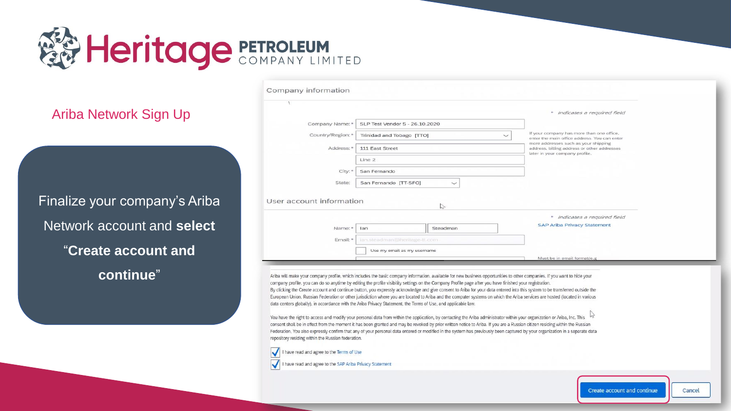# Heritage PETROLEUM COMPANY LIMITED

## Ariba Network Sign Up

Finalize your company's Ariba Network account and **select** "**Create account and continue**"

**Company information**

\* indicates a required field

Company Name: * SLP Test Vendor 5 - 26.10.2020

Country/Region: * Trinidad and Tobago [TTO]

Address: * 111 East Street

Line 2

City: * San Fernando

State: San Fernando [TT-SFO]

If your company has more than one office, enter the main office address. You can enter more addresses such as your shipping address, billing address or other addresses later in your company profile.

**User account information**

\* indicates a required field

Name: * Ian Steadman

Email: * ian.steadman@heritage-tt.com

Use my email as my username

SAP Ariba Privacy Statement

Must be in email format(e.g.

Ariba will make your company profile, which includes the basic company information, available for new business opportunities to other companies. If you want to hide your company profile, you can do so anytime by editing the profile visibility settings on the Company Profile page after you have finished your registration.

By clicking the Create account and continue button, you expressly acknowledge and give consent to Ariba for your data entered into this system to be transferred outside the European Union, Russian Federation or other jurisdiction where you are located to Ariba and the computer systems on which the Ariba services are hosted (located in various data centers globally), in accordance with the Ariba Privacy Statement, the Terms of Use, and applicable law.

You have the right to access and modify your personal data from within the application, by contacting the Ariba administrator within your organization or Ariba, Inc. This consent shall be in effect from the moment it has been granted and may be revoked by prior written notice to Ariba. If you are a Russian citizen residing within the Russian Federation, You also expressly confirm that any of your personal data entered or modified in the system has previously been captured by your organization in a separate data repository residing within the Russian federation.

- [x] I have read and agree to the Terms of Use
- [x] I have read and agree to the SAP Ariba Privacy Statement

Create account and continue | Cancel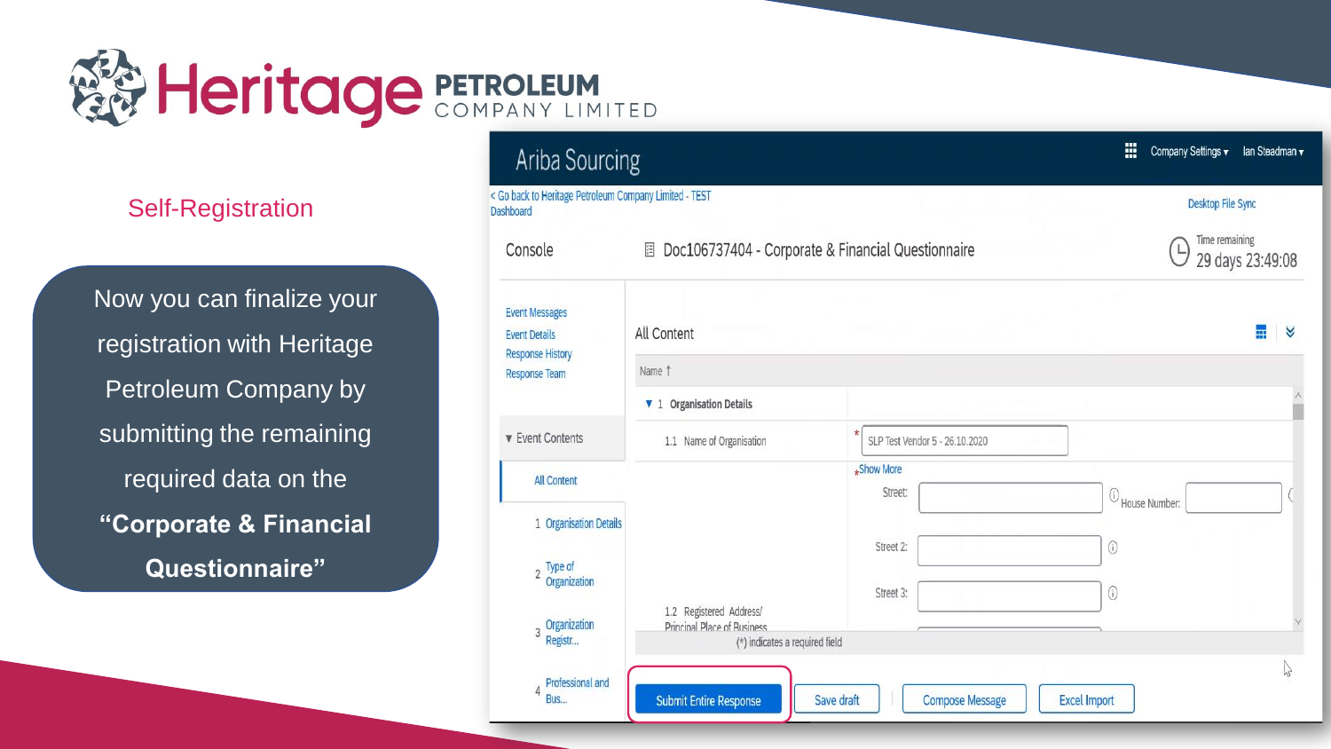# Heritage PETROLEUM COMPANY LIMITED

## Self-Registration

Now you can finalize your registration with Heritage Petroleum Company by submitting the remaining required data on the **“Corporate & Financial Questionnaire”**

Ariba Sourcing | Company Settings ▾ | Ian Steadman ▾

< Go back to Heritage Petroleum Company Limited - TEST Dashboard

Desktop File Sync

Console

Doc106737404 - Corporate & Financial Questionnaire

Time remaining
29 days 23:49:08

- Event Messages
- Event Details
- Response History
- Response Team

▾ Event Contents

- All Content
- 1 Organisation Details
- 2 Type of Organization
- 3 Organization Registr...
- 4 Professional and Bus...

All Content

| Name ↑ | |
|---|---|
| ▾ 1 Organisation Details | |
| 1.1 Name of Organisation | * SLP Test Vendor 5 - 26.10.2020 |
| | *Show More |
| | Street: ___ House Number: ___ |
| | Street 2: ___ |
| 1.2 Registered Address/ Principal Place of Business | Street 3: ___ |

(*) indicates a required field

Submit Entire Response | Save draft | Compose Message | Excel Import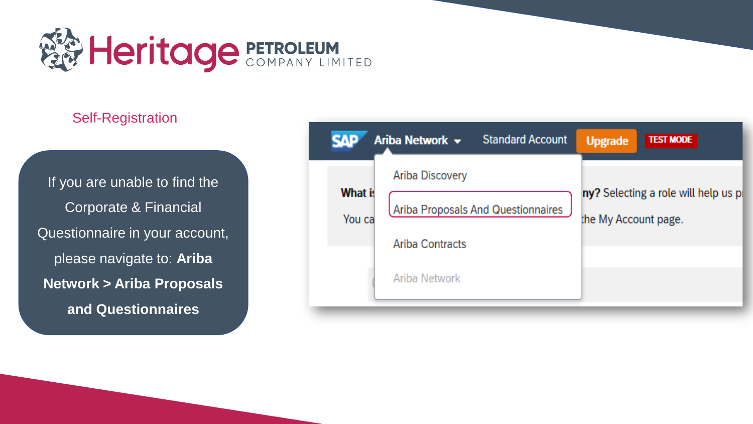Heritage PETROLEUM COMPANY LIMITED

## Self-Registration

If you are unable to find the Corporate & Financial Questionnaire in your account, please navigate to: **Ariba Network > Ariba Proposals and Questionnaires**

SAP Ariba Network Standard Account Upgrade TEST MODE

- Ariba Discovery
- Ariba Proposals And Questionnaires
- Ariba Contracts
- Ariba Network

What is ... ny? Selecting a role will help us p...

You ca... the My Account page.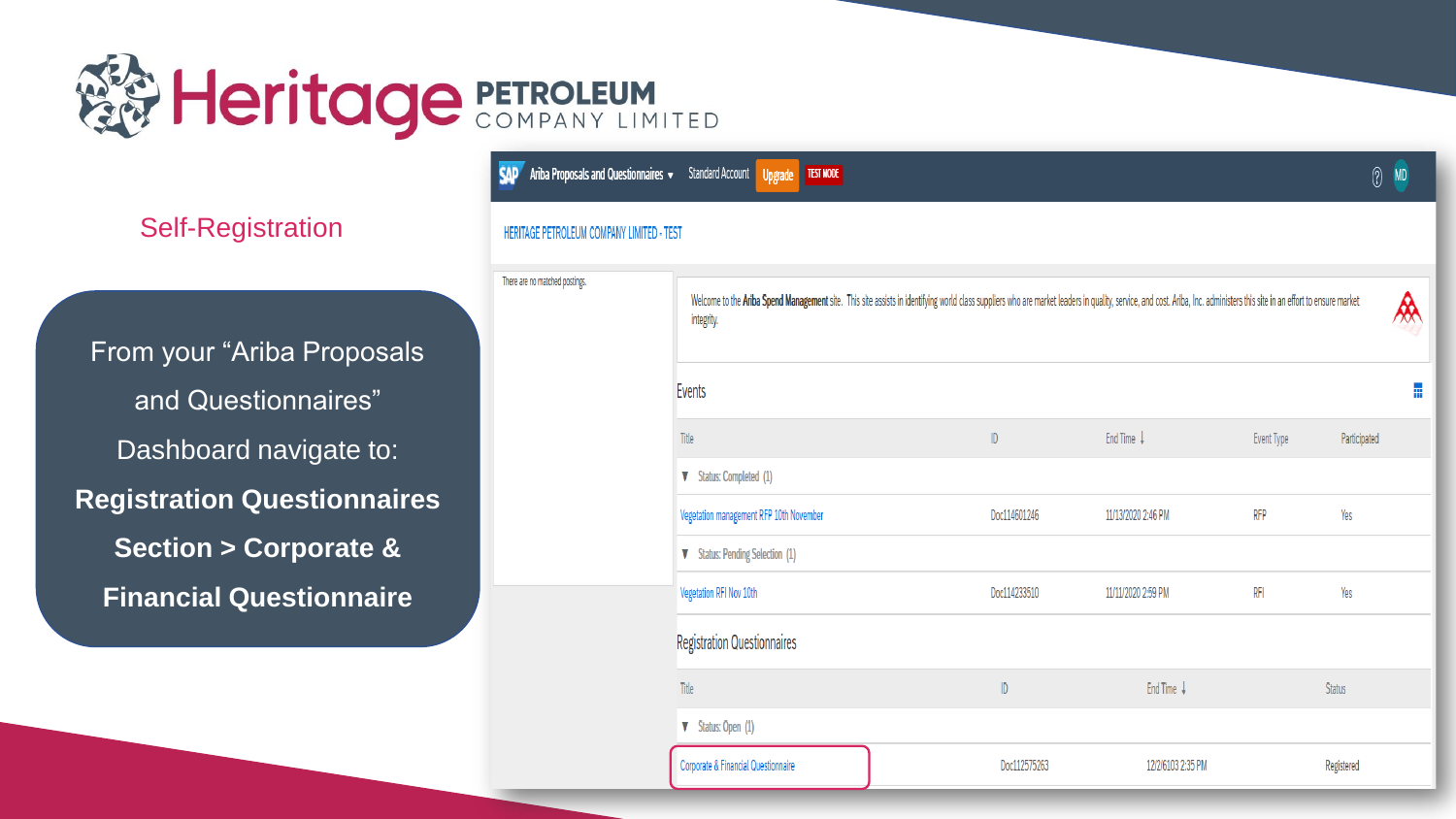# Heritage PETROLEUM COMPANY LIMITED

## Self-Registration

From your "Ariba Proposals and Questionnaires" Dashboard navigate to:

**Registration Questionnaires Section > Corporate & Financial Questionnaire**

Ariba Proposals and Questionnaires ▾ Standard Account Upgrade TEST MODE

HERITAGE PETROLEUM COMPANY LIMITED - TEST

There are no matched postings.

Welcome to the **Ariba Spend Management** site. This site assists in identifying world class suppliers who are market leaders in quality, service, and cost. Ariba, Inc. administers this site in an effort to ensure market integrity.

### Events

| Title | ID | End Time ↓ | Event Type | Participated |
|---|---|---|---|---|
| ▼ Status: Completed (1) | | | | |
| Vegetation management RFP 10th November | Doc114601246 | 11/13/2020 2:46 PM | RFP | Yes |
| ▼ Status: Pending Selection (1) | | | | |
| Vegetation RFI Nov 10th | Doc114233510 | 11/11/2020 2:59 PM | RFI | Yes |

### Registration Questionnaires

| Title | ID | End Time ↓ | Status |
|---|---|---|---|
| ▼ Status: Open (1) | | | |
| Corporate & Financial Questionnaire | Doc112575263 | 12/2/6103 2:35 PM | Registered |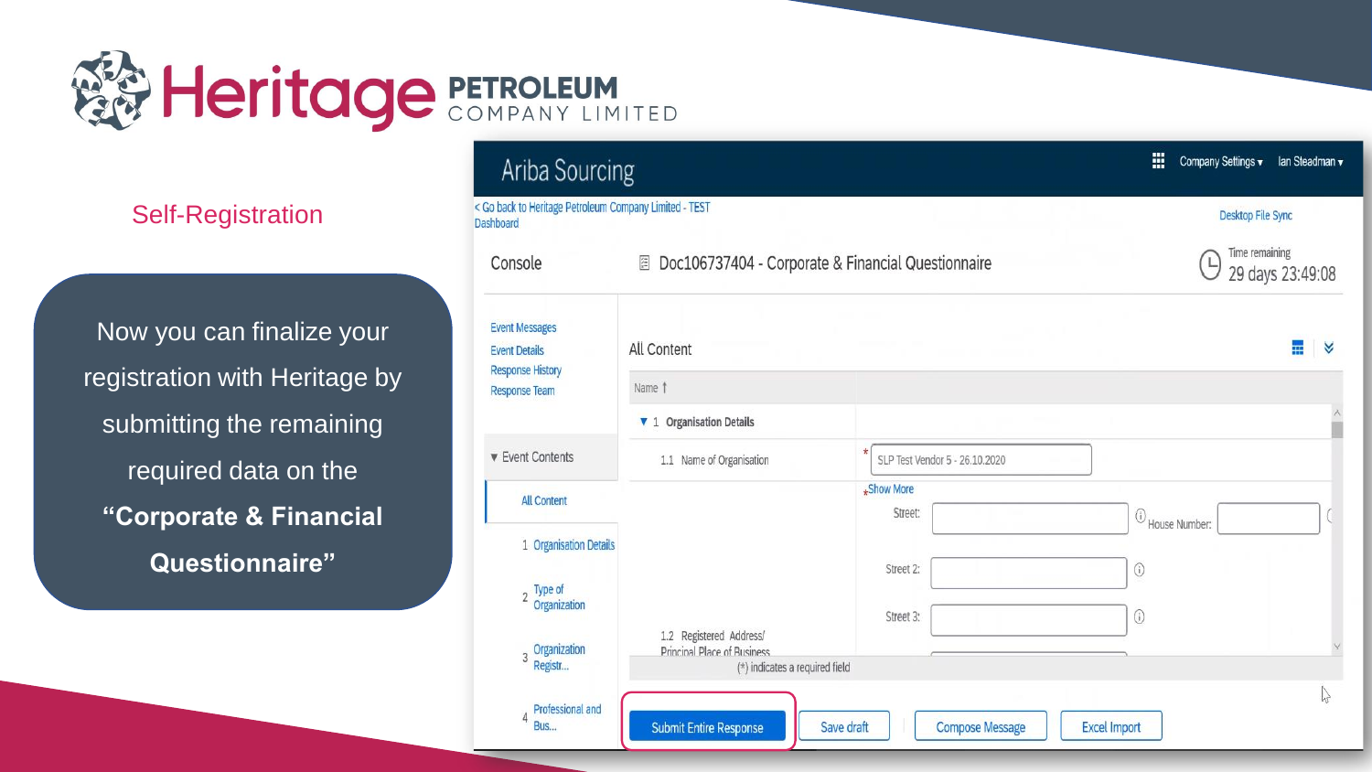# Heritage PETROLEUM COMPANY LIMITED

## Self-Registration

Now you can finalize your registration with Heritage by submitting the remaining required data on the **"Corporate & Financial Questionnaire"**

Ariba Sourcing

Company Settings ▾ Ian Steadman ▾

< Go back to Heritage Petroleum Company Limited - TEST Dashboard

Desktop File Sync

Console

Doc106737404 - Corporate & Financial Questionnaire

Time remaining 29 days 23:49:08

Event Messages
Event Details
Response History
Response Team

▼ Event Contents

All Content

1 Organisation Details

2 Type of Organization

3 Organization Registr...

4 Professional and Bus...

All Content

| Name ↑ | |
|---|---|
| ▼ 1 Organisation Details | |
| 1.1 Name of Organisation | * SLP Test Vendor 5 - 26.10.2020 |
| 1.2 Registered Address/ Principal Place of Business | * Show More<br>Street:<br>House Number:<br>Street 2:<br>Street 3: |

(*) indicates a required field

Submit Entire Response | Save draft | Compose Message | Excel Import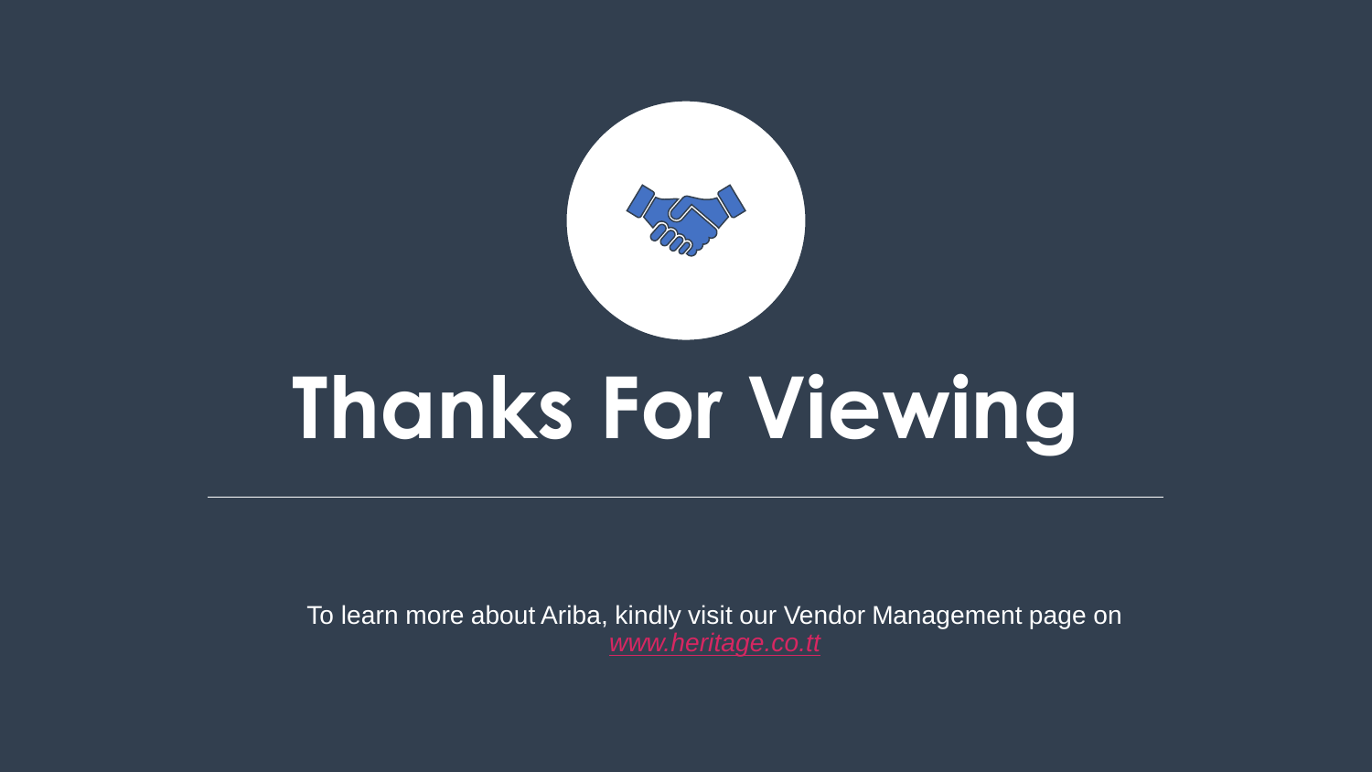# Thanks For Viewing

To learn more about Ariba, kindly visit our Vendor Management page on *www.heritage.co.tt*